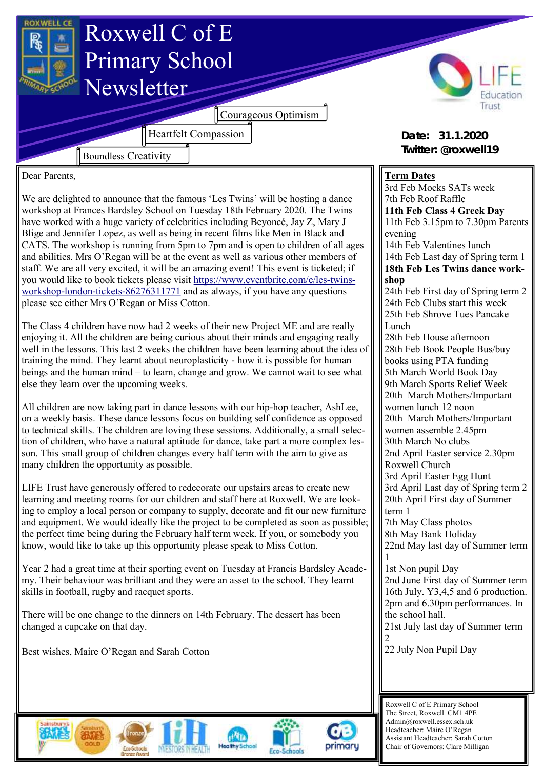# Roxwell C of E Primary School Newsletter

Courageous Optimism

Heartfelt Compassion

Boundless Creativity

**Date: 31.1.2020**
**Twitter: @roxwell19**

Dear Parents,

We are delighted to announce that the famous 'Les Twins' will be hosting a dance workshop at Frances Bardsley School on Tuesday 18th February 2020. The Twins have worked with a huge variety of celebrities including Beyoncé, Jay Z, Mary J Blige and Jennifer Lopez, as well as being in recent films like Men in Black and CATS. The workshop is running from 5pm to 7pm and is open to children of all ages and abilities. Mrs O'Regan will be at the event as well as various other members of staff. We are all very excited, it will be an amazing event! This event is ticketed; if you would like to book tickets please visit https://www.eventbrite.com/e/les-twins-workshop-london-tickets-86276311771 and as always, if you have any questions please see either Mrs O'Regan or Miss Cotton.

The Class 4 children have now had 2 weeks of their new Project ME and are really enjoying it. All the children are being curious about their minds and engaging really well in the lessons. This last 2 weeks the children have been learning about the idea of training the mind. They learnt about neuroplasticity - how it is possible for human beings and the human mind – to learn, change and grow. We cannot wait to see what else they learn over the upcoming weeks.

All children are now taking part in dance lessons with our hip-hop teacher, AshLee, on a weekly basis. These dance lessons focus on building self confidence as opposed to technical skills. The children are loving these sessions. Additionally, a small selection of children, who have a natural aptitude for dance, take part a more complex lesson. This small group of children changes every half term with the aim to give as many children the opportunity as possible.

LIFE Trust have generously offered to redecorate our upstairs areas to create new learning and meeting rooms for our children and staff here at Roxwell. We are looking to employ a local person or company to supply, decorate and fit our new furniture and equipment. We would ideally like the project to be completed as soon as possible; the perfect time being during the February half term week. If you, or somebody you know, would like to take up this opportunity please speak to Miss Cotton.

Year 2 had a great time at their sporting event on Tuesday at Francis Bardsley Academy. Their behaviour was brilliant and they were an asset to the school. They learnt skills in football, rugby and racquet sports.

There will be one change to the dinners on 14th February. The dessert has been changed a cupcake on that day.

Best wishes, Maire O'Regan and Sarah Cotton

## Term Dates

3rd Feb Mocks SATs week
7th Feb Roof Raffle
**11th Feb Class 4 Greek Day**
11th Feb 3.15pm to 7.30pm Parents evening
14th Feb Valentines lunch
14th Feb Last day of Spring term 1
**18th Feb Les Twins dance workshop**
24th Feb First day of Spring term 2
24th Feb Clubs start this week
25th Feb Shrove Tues Pancake Lunch
28th Feb House afternoon
28th Feb Book People Bus/buy books using PTA funding
5th March World Book Day
9th March Sports Relief Week
20th March Mothers/Important women lunch 12 noon
20th March Mothers/Important women assemble 2.45pm
30th March No clubs
2nd April Easter service 2.30pm Roxwell Church
3rd April Easter Egg Hunt
3rd April Last day of Spring term 2
20th April First day of Summer term 1
7th May Class photos
8th May Bank Holiday
22nd May last day of Summer term 1
1st Non pupil Day
2nd June First day of Summer term
16th July. Y3,4,5 and 6 production. 2pm and 6.30pm performances. In the school hall.
21st July last day of Summer term 2
22 July Non Pupil Day

Roxwell C of E Primary School
The Street, Roxwell. CM1 4PE
Admin@roxwell.essex.sch.uk
Headteacher: Máire O'Regan
Assistant Headteacher: Sarah Cotton
Chair of Governors: Clare Milligan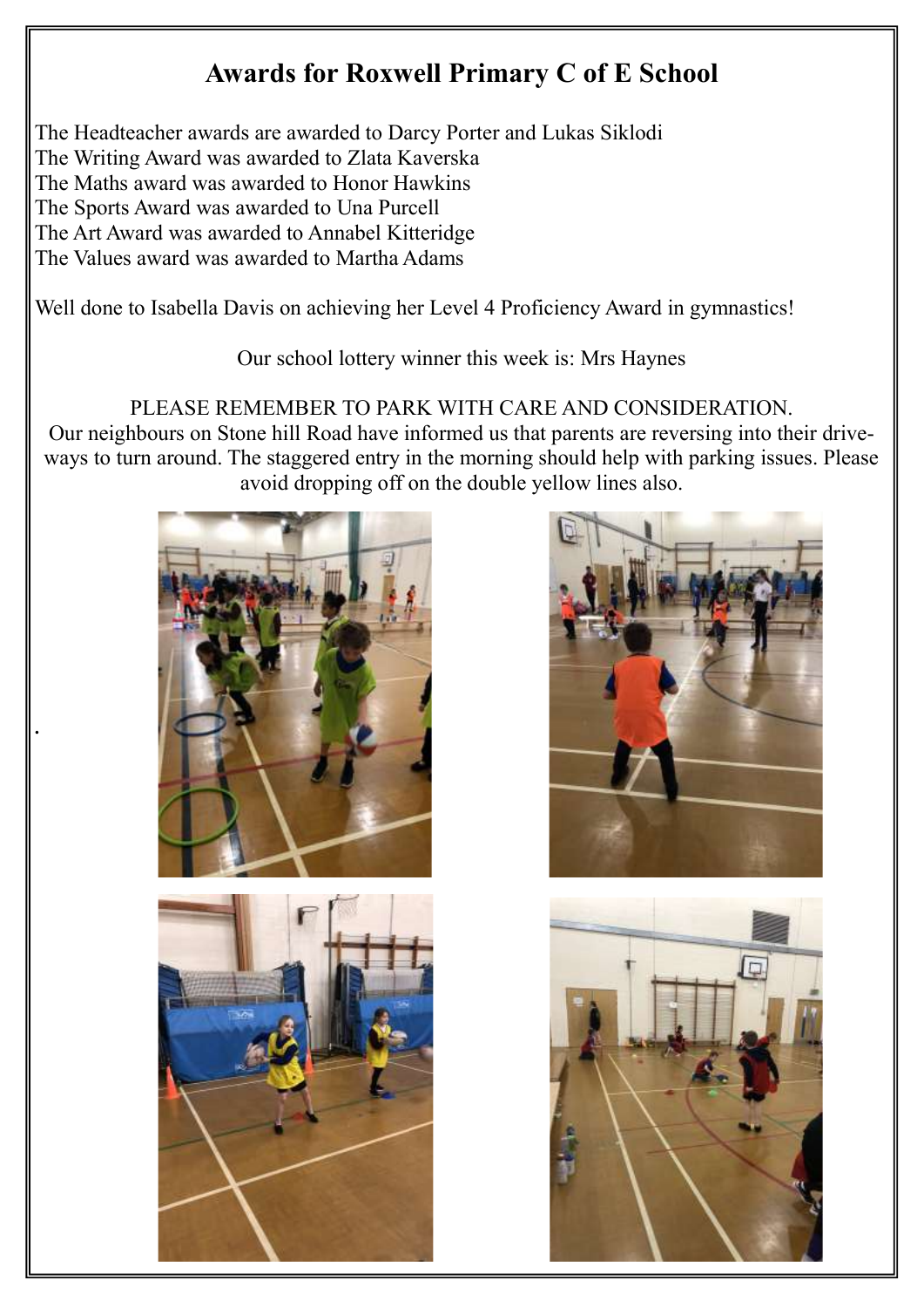# Awards for Roxwell Primary C of E School

The Headteacher awards are awarded to Darcy Porter and Lukas Siklodi
The Writing Award was awarded to Zlata Kaverska
The Maths award was awarded to Honor Hawkins
The Sports Award was awarded to Una Purcell
The Art Award was awarded to Annabel Kitteridge
The Values award was awarded to Martha Adams

Well done to Isabella Davis on achieving her Level 4 Proficiency Award in gymnastics!

Our school lottery winner this week is: Mrs Haynes

PLEASE REMEMBER TO PARK WITH CARE AND CONSIDERATION.
Our neighbours on Stone hill Road have informed us that parents are reversing into their drive-ways to turn around. The staggered entry in the morning should help with parking issues. Please avoid dropping off on the double yellow lines also.